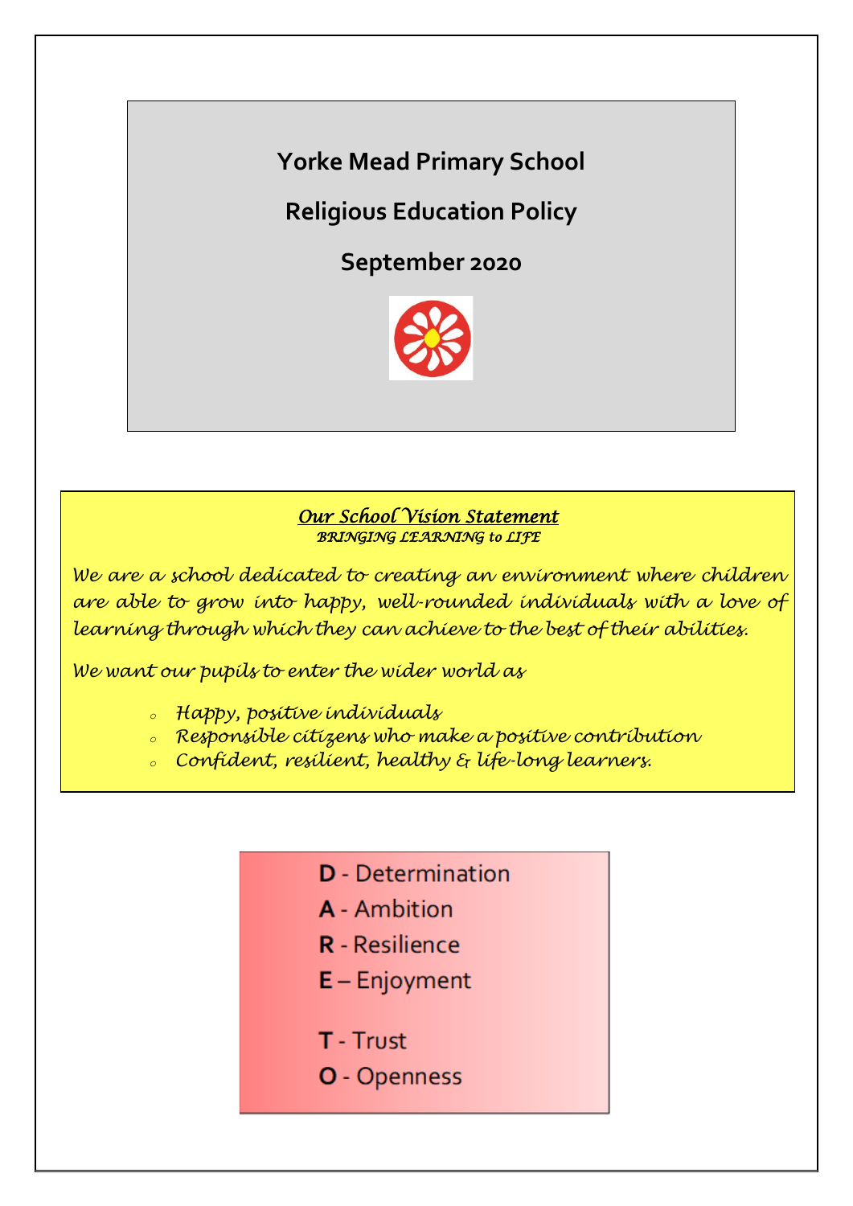# Yorke Mead Primary School

## Religious Education Policy

## September 2020

### *Our School Vision Statement*

*BRINGING LEARNING to LIFE*

*We are a school dedicated to creating an environment where children are able to grow into happy, well-rounded individuals with a love of learning through which they can achieve to the best of their abilities.*

*We want our pupils to enter the wider world as*

- *Happy, positive individuals*
- *Responsible citizens who make a positive contribution*
- *Confident, resilient, healthy & life-long learners.*

**D** - Determination
**A** - Ambition
**R** - Resilience
**E** – Enjoyment

**T** - Trust
**O** - Openness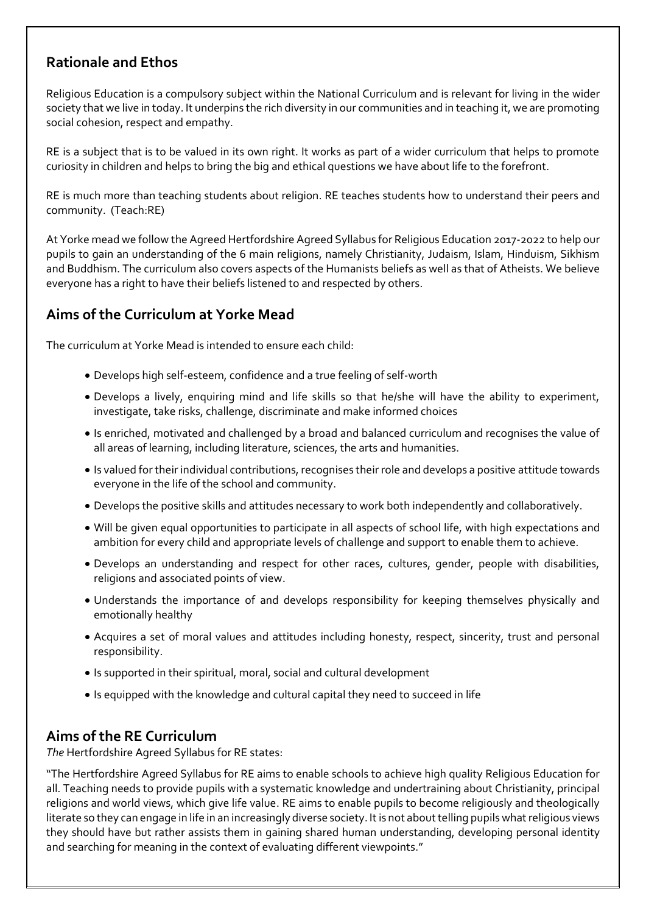## Rationale and Ethos

Religious Education is a compulsory subject within the National Curriculum and is relevant for living in the wider society that we live in today. It underpins the rich diversity in our communities and in teaching it, we are promoting social cohesion, respect and empathy.

RE is a subject that is to be valued in its own right. It works as part of a wider curriculum that helps to promote curiosity in children and helps to bring the big and ethical questions we have about life to the forefront.

RE is much more than teaching students about religion. RE teaches students how to understand their peers and community. (Teach:RE)

At Yorke mead we follow the Agreed Hertfordshire Agreed Syllabus for Religious Education 2017-2022 to help our pupils to gain an understanding of the 6 main religions, namely Christianity, Judaism, Islam, Hinduism, Sikhism and Buddhism. The curriculum also covers aspects of the Humanists beliefs as well as that of Atheists. We believe everyone has a right to have their beliefs listened to and respected by others.

## Aims of the Curriculum at Yorke Mead

The curriculum at Yorke Mead is intended to ensure each child:

- Develops high self-esteem, confidence and a true feeling of self-worth
- Develops a lively, enquiring mind and life skills so that he/she will have the ability to experiment, investigate, take risks, challenge, discriminate and make informed choices
- Is enriched, motivated and challenged by a broad and balanced curriculum and recognises the value of all areas of learning, including literature, sciences, the arts and humanities.
- Is valued for their individual contributions, recognises their role and develops a positive attitude towards everyone in the life of the school and community.
- Develops the positive skills and attitudes necessary to work both independently and collaboratively.
- Will be given equal opportunities to participate in all aspects of school life, with high expectations and ambition for every child and appropriate levels of challenge and support to enable them to achieve.
- Develops an understanding and respect for other races, cultures, gender, people with disabilities, religions and associated points of view.
- Understands the importance of and develops responsibility for keeping themselves physically and emotionally healthy
- Acquires a set of moral values and attitudes including honesty, respect, sincerity, trust and personal responsibility.
- Is supported in their spiritual, moral, social and cultural development
- Is equipped with the knowledge and cultural capital they need to succeed in life

## Aims of the RE Curriculum

*The* Hertfordshire Agreed Syllabus for RE states:

"The Hertfordshire Agreed Syllabus for RE aims to enable schools to achieve high quality Religious Education for all. Teaching needs to provide pupils with a systematic knowledge and undertraining about Christianity, principal religions and world views, which give life value. RE aims to enable pupils to become religiously and theologically literate so they can engage in life in an increasingly diverse society. It is not about telling pupils what religious views they should have but rather assists them in gaining shared human understanding, developing personal identity and searching for meaning in the context of evaluating different viewpoints."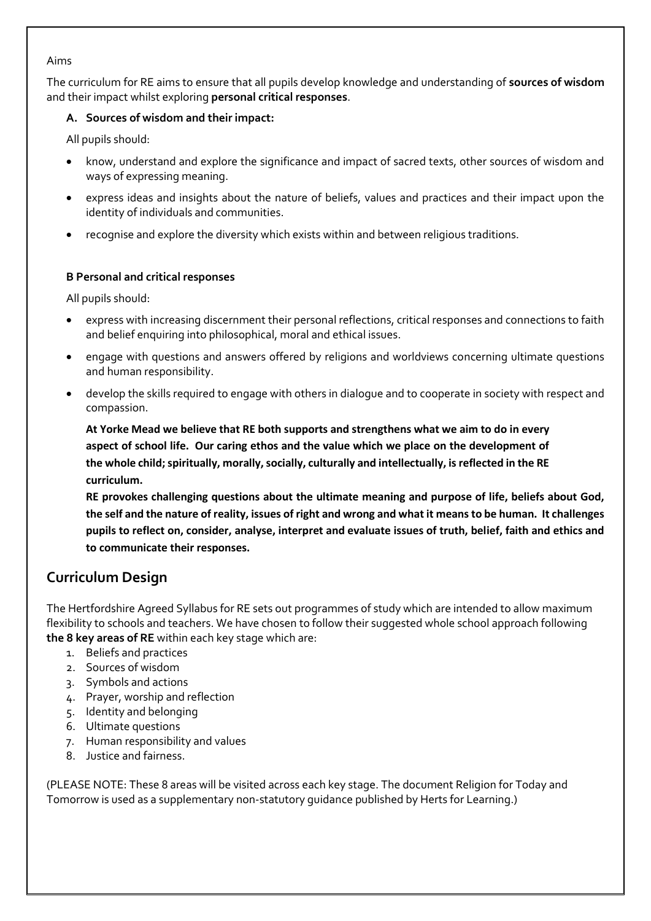Aims

The curriculum for RE aims to ensure that all pupils develop knowledge and understanding of **sources of wisdom** and their impact whilst exploring **personal critical responses**.

**A. Sources of wisdom and their impact:**

All pupils should:

- know, understand and explore the significance and impact of sacred texts, other sources of wisdom and ways of expressing meaning.
- express ideas and insights about the nature of beliefs, values and practices and their impact upon the identity of individuals and communities.
- recognise and explore the diversity which exists within and between religious traditions.

**B Personal and critical responses**

All pupils should:

- express with increasing discernment their personal reflections, critical responses and connections to faith and belief enquiring into philosophical, moral and ethical issues.
- engage with questions and answers offered by religions and worldviews concerning ultimate questions and human responsibility.
- develop the skills required to engage with others in dialogue and to cooperate in society with respect and compassion.

**At Yorke Mead we believe that RE both supports and strengthens what we aim to do in every aspect of school life. Our caring ethos and the value which we place on the development of the whole child; spiritually, morally, socially, culturally and intellectually, is reflected in the RE curriculum.**

**RE provokes challenging questions about the ultimate meaning and purpose of life, beliefs about God, the self and the nature of reality, issues of right and wrong and what it means to be human. It challenges pupils to reflect on, consider, analyse, interpret and evaluate issues of truth, belief, faith and ethics and to communicate their responses.**

## Curriculum Design

The Hertfordshire Agreed Syllabus for RE sets out programmes of study which are intended to allow maximum flexibility to schools and teachers. We have chosen to follow their suggested whole school approach following **the 8 key areas of RE** within each key stage which are:

1. Beliefs and practices
2. Sources of wisdom
3. Symbols and actions
4. Prayer, worship and reflection
5. Identity and belonging
6. Ultimate questions
7. Human responsibility and values
8. Justice and fairness.

(PLEASE NOTE: These 8 areas will be visited across each key stage. The document Religion for Today and Tomorrow is used as a supplementary non-statutory guidance published by Herts for Learning.)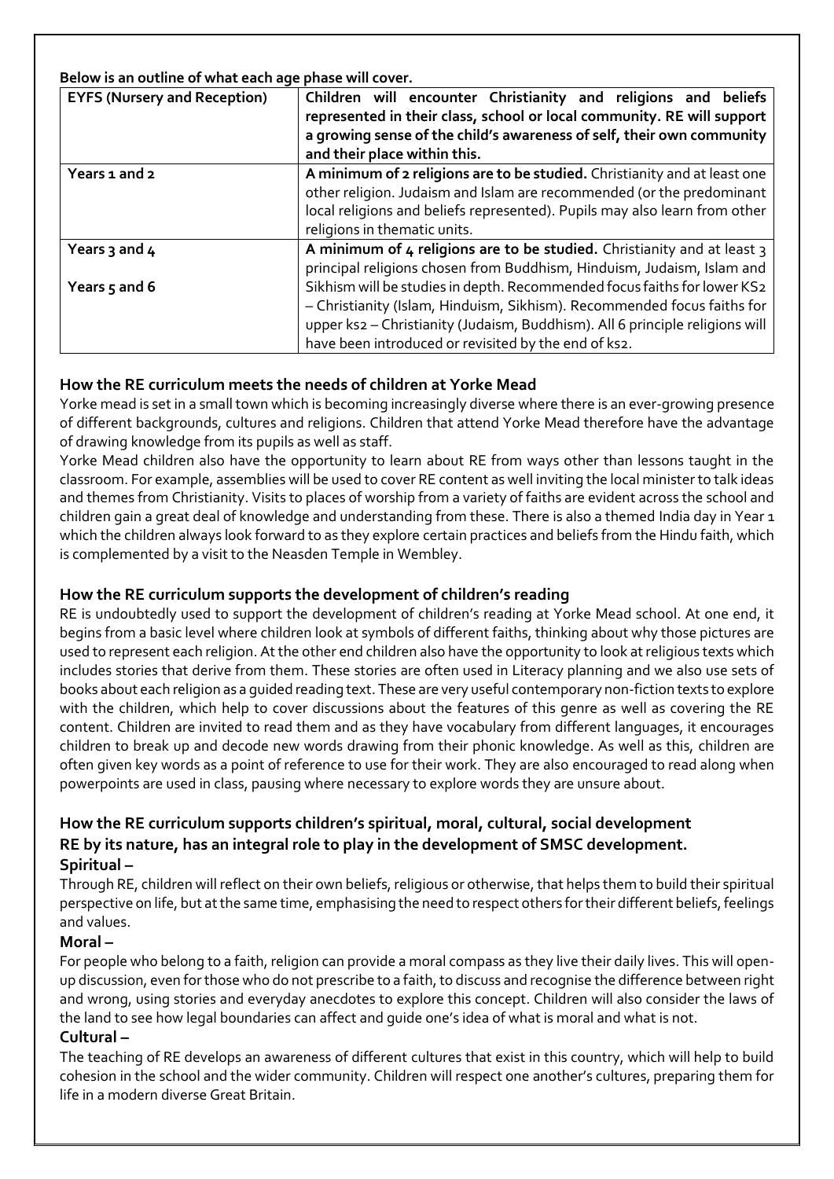**Below is an outline of what each age phase will cover.**

| EYFS (Nursery and Reception) | Children will encounter Christianity and religions and beliefs represented in their class, school or local community. RE will support a growing sense of the child's awareness of self, their own community and their place within this. |
|---|---|
| Years 1 and 2 | **A minimum of 2 religions are to be studied.** Christianity and at least one other religion. Judaism and Islam are recommended (or the predominant local religions and beliefs represented). Pupils may also learn from other religions in thematic units. |
| Years 3 and 4<br><br>Years 5 and 6 | **A minimum of 4 religions are to be studied.** Christianity and at least 3 principal religions chosen from Buddhism, Hinduism, Judaism, Islam and Sikhism will be studies in depth. Recommended focus faiths for lower KS2 – Christianity (Islam, Hinduism, Sikhism). Recommended focus faiths for upper ks2 – Christianity (Judaism, Buddhism). All 6 principle religions will have been introduced or revisited by the end of ks2. |

## How the RE curriculum meets the needs of children at Yorke Mead

Yorke mead is set in a small town which is becoming increasingly diverse where there is an ever-growing presence of different backgrounds, cultures and religions. Children that attend Yorke Mead therefore have the advantage of drawing knowledge from its pupils as well as staff.

Yorke Mead children also have the opportunity to learn about RE from ways other than lessons taught in the classroom. For example, assemblies will be used to cover RE content as well inviting the local minister to talk ideas and themes from Christianity. Visits to places of worship from a variety of faiths are evident across the school and children gain a great deal of knowledge and understanding from these. There is also a themed India day in Year 1 which the children always look forward to as they explore certain practices and beliefs from the Hindu faith, which is complemented by a visit to the Neasden Temple in Wembley.

## How the RE curriculum supports the development of children's reading

RE is undoubtedly used to support the development of children's reading at Yorke Mead school. At one end, it begins from a basic level where children look at symbols of different faiths, thinking about why those pictures are used to represent each religion. At the other end children also have the opportunity to look at religious texts which includes stories that derive from them. These stories are often used in Literacy planning and we also use sets of books about each religion as a guided reading text. These are very useful contemporary non-fiction texts to explore with the children, which help to cover discussions about the features of this genre as well as covering the RE content. Children are invited to read them and as they have vocabulary from different languages, it encourages children to break up and decode new words drawing from their phonic knowledge. As well as this, children are often given key words as a point of reference to use for their work. They are also encouraged to read along when powerpoints are used in class, pausing where necessary to explore words they are unsure about.

## How the RE curriculum supports children's spiritual, moral, cultural, social development

**RE by its nature, has an integral role to play in the development of SMSC development.**

**Spiritual –**

Through RE, children will reflect on their own beliefs, religious or otherwise, that helps them to build their spiritual perspective on life, but at the same time, emphasising the need to respect others for their different beliefs, feelings and values.

**Moral –**

For people who belong to a faith, religion can provide a moral compass as they live their daily lives. This will open-up discussion, even for those who do not prescribe to a faith, to discuss and recognise the difference between right and wrong, using stories and everyday anecdotes to explore this concept. Children will also consider the laws of the land to see how legal boundaries can affect and guide one's idea of what is moral and what is not.

**Cultural –**

The teaching of RE develops an awareness of different cultures that exist in this country, which will help to build cohesion in the school and the wider community. Children will respect one another's cultures, preparing them for life in a modern diverse Great Britain.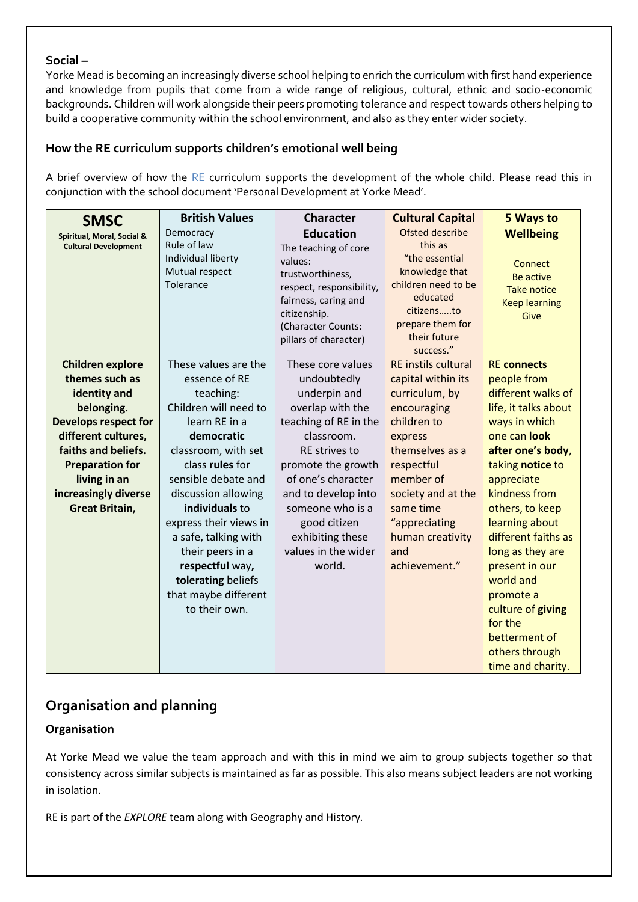**Social –**
Yorke Mead is becoming an increasingly diverse school helping to enrich the curriculum with first hand experience and knowledge from pupils that come from a wide range of religious, cultural, ethnic and socio-economic backgrounds. Children will work alongside their peers promoting tolerance and respect towards others helping to build a cooperative community within the school environment, and also as they enter wider society.

### How the RE curriculum supports children's emotional well being

A brief overview of how the RE curriculum supports the development of the whole child. Please read this in conjunction with the school document 'Personal Development at Yorke Mead'.

| **SMSC**<br>**Spiritual, Moral, Social & Cultural Development** | **British Values**<br>Democracy<br>Rule of law<br>Individual liberty<br>Mutual respect<br>Tolerance | **Character Education**<br>The teaching of core values: trustworthiness, respect, responsibility, fairness, caring and citizenship.<br>(Character Counts: pillars of character) | **Cultural Capital**<br>Ofsted describe this as "the essential knowledge that children need to be educated citizens…..to prepare them for their future success." | **5 Ways to Wellbeing**<br>Connect<br>Be active<br>Take notice<br>Keep learning<br>Give |
|---|---|---|---|---|
| **Children explore themes such as identity and belonging. Develops respect for different cultures, faiths and beliefs. Preparation for living in an increasingly diverse Great Britain,** | These values are the essence of RE teaching: Children will need to learn RE in a **democratic** classroom, with set class **rules** for sensible debate and discussion allowing **individuals** to express their views in a safe, talking with their peers in a **respectful** way**, tolerating** beliefs that maybe different to their own. | These core values undoubtedly underpin and overlap with the teaching of RE in the classroom. RE strives to promote the growth of one's character and to develop into someone who is a good citizen exhibiting these values in the wider world. | RE instils cultural capital within its curriculum, by encouraging children to express themselves as a respectful member of society and at the same time "appreciating human creativity and achievement." | RE **connects** people from different walks of life, it talks about ways in which one can **look after one's body**, taking **notice** to appreciate kindness from others, to keep learning about different faiths as long as they are present in our world and promote a culture of **giving** for the betterment of others through time and charity. |

## Organisation and planning

### Organisation

At Yorke Mead we value the team approach and with this in mind we aim to group subjects together so that consistency across similar subjects is maintained as far as possible. This also means subject leaders are not working in isolation.

RE is part of the *EXPLORE* team along with Geography and History.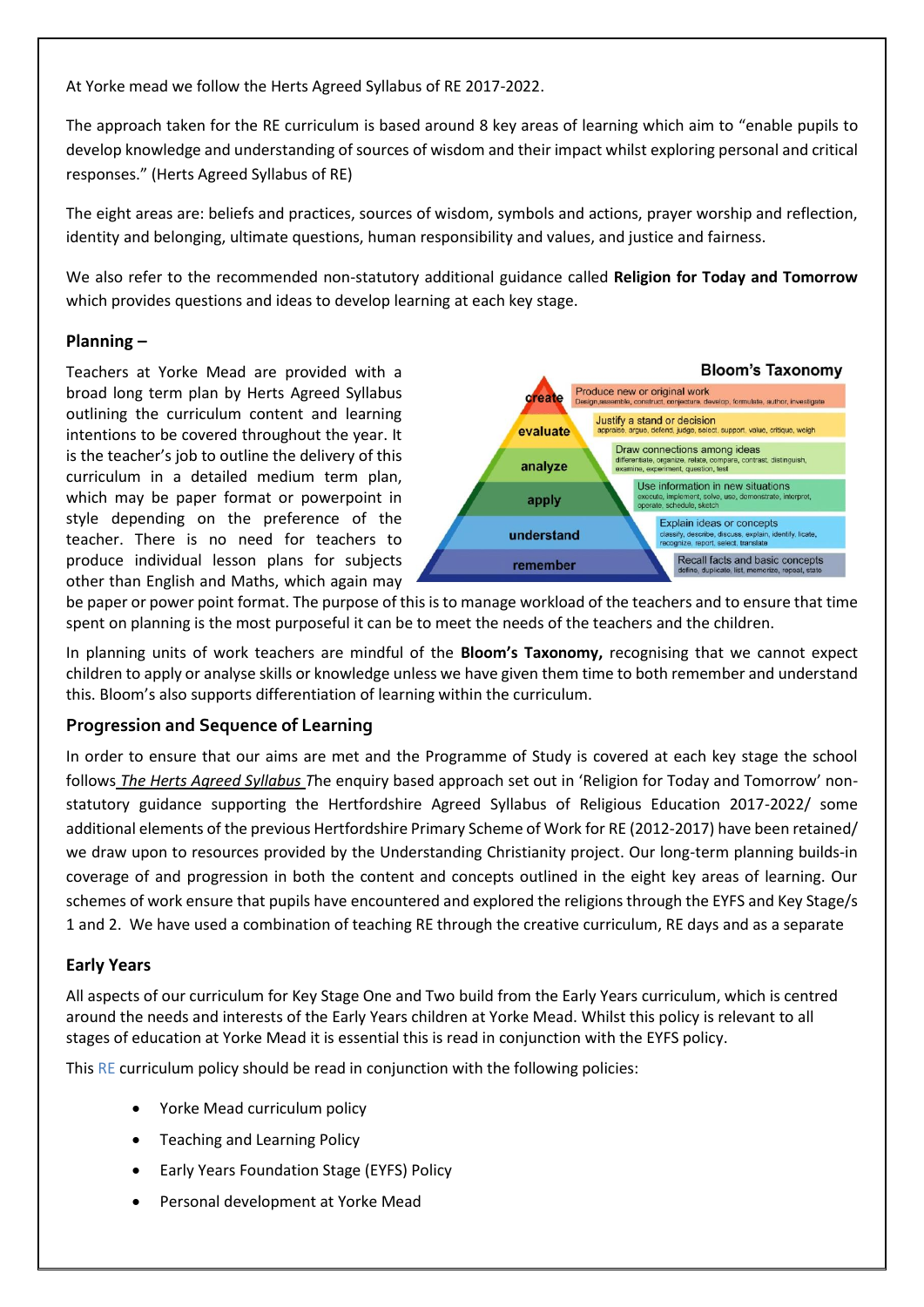At Yorke mead we follow the Herts Agreed Syllabus of RE 2017-2022.

The approach taken for the RE curriculum is based around 8 key areas of learning which aim to "enable pupils to develop knowledge and understanding of sources of wisdom and their impact whilst exploring personal and critical responses." (Herts Agreed Syllabus of RE)

The eight areas are: beliefs and practices, sources of wisdom, symbols and actions, prayer worship and reflection, identity and belonging, ultimate questions, human responsibility and values, and justice and fairness.

We also refer to the recommended non-statutory additional guidance called **Religion for Today and Tomorrow** which provides questions and ideas to develop learning at each key stage.

### Planning –

Teachers at Yorke Mead are provided with a broad long term plan by Herts Agreed Syllabus outlining the curriculum content and learning intentions to be covered throughout the year. It is the teacher's job to outline the delivery of this curriculum in a detailed medium term plan, which may be paper format or powerpoint in style depending on the preference of the teacher. There is no need for teachers to produce individual lesson plans for subjects other than English and Maths, which again may be paper or power point format. The purpose of this is to manage workload of the teachers and to ensure that time spent on planning is the most purposeful it can be to meet the needs of the teachers and the children.

**Bloom's Taxonomy**

| Level | Description |
|---|---|
| create | Produce new or original work. Design, assemble, construct, conjecture, develop, formulate, author, investigate |
| evaluate | Justify a stand or decision. appraise, argue, defend, judge, select, support, value, critique, weigh |
| analyze | Draw connections among ideas. differentiate, organize, relate, compare, contrast, distinguish, examine, experiment, question, test |
| apply | Use information in new situations. execute, implement, solve, use, demonstrate, interpret, operate, schedule, sketch |
| understand | Explain ideas or concepts. classify, describe, discuss, explain, identify, locate, recognize, report, select, translate |
| remember | Recall facts and basic concepts. define, duplicate, list, memorize, repeat, state |

In planning units of work teachers are mindful of the **Bloom's Taxonomy,** recognising that we cannot expect children to apply or analyse skills or knowledge unless we have given them time to both remember and understand this. Bloom's also supports differentiation of learning within the curriculum.

### Progression and Sequence of Learning

In order to ensure that our aims are met and the Programme of Study is covered at each key stage the school follows *The Herts Agreed Syllabus* The enquiry based approach set out in 'Religion for Today and Tomorrow' non-statutory guidance supporting the Hertfordshire Agreed Syllabus of Religious Education 2017-2022/ some additional elements of the previous Hertfordshire Primary Scheme of Work for RE (2012-2017) have been retained/ we draw upon to resources provided by the Understanding Christianity project. Our long-term planning builds-in coverage of and progression in both the content and concepts outlined in the eight key areas of learning. Our schemes of work ensure that pupils have encountered and explored the religions through the EYFS and Key Stage/s 1 and 2. We have used a combination of teaching RE through the creative curriculum, RE days and as a separate

### Early Years

All aspects of our curriculum for Key Stage One and Two build from the Early Years curriculum, which is centred around the needs and interests of the Early Years children at Yorke Mead. Whilst this policy is relevant to all stages of education at Yorke Mead it is essential this is read in conjunction with the EYFS policy.

This RE curriculum policy should be read in conjunction with the following policies:

- Yorke Mead curriculum policy
- Teaching and Learning Policy
- Early Years Foundation Stage (EYFS) Policy
- Personal development at Yorke Mead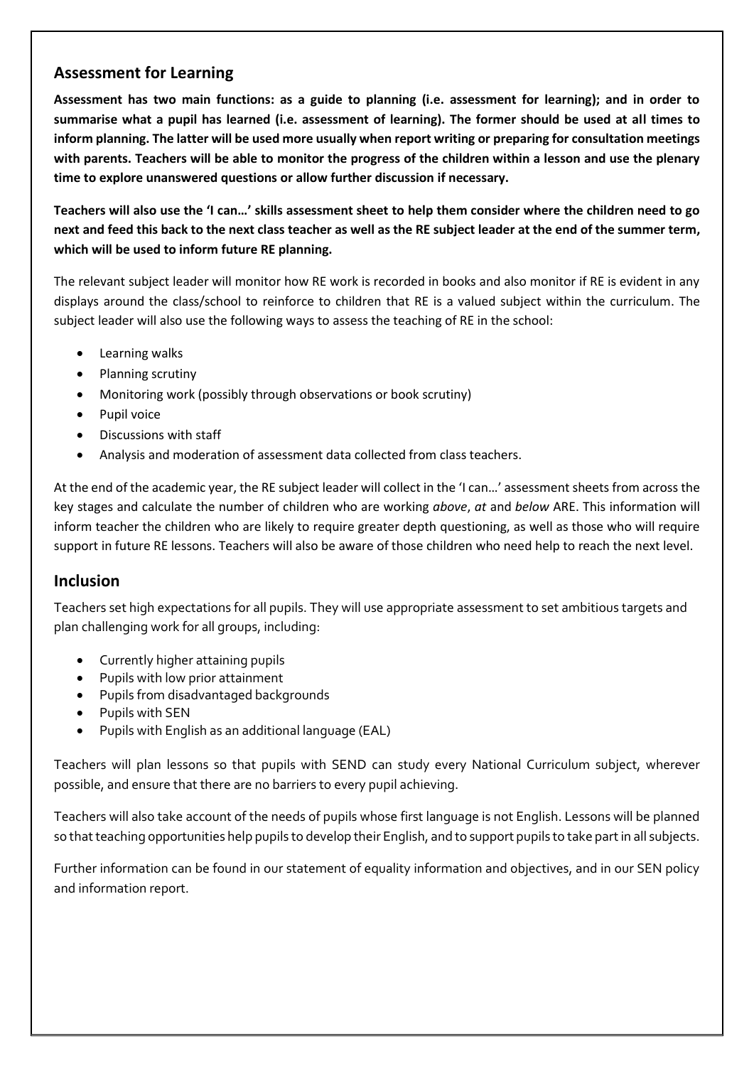## Assessment for Learning

**Assessment has two main functions: as a guide to planning (i.e. assessment for learning); and in order to summarise what a pupil has learned (i.e. assessment of learning). The former should be used at all times to inform planning. The latter will be used more usually when report writing or preparing for consultation meetings with parents. Teachers will be able to monitor the progress of the children within a lesson and use the plenary time to explore unanswered questions or allow further discussion if necessary.**

**Teachers will also use the 'I can…' skills assessment sheet to help them consider where the children need to go next and feed this back to the next class teacher as well as the RE subject leader at the end of the summer term, which will be used to inform future RE planning.**

The relevant subject leader will monitor how RE work is recorded in books and also monitor if RE is evident in any displays around the class/school to reinforce to children that RE is a valued subject within the curriculum. The subject leader will also use the following ways to assess the teaching of RE in the school:

- Learning walks
- Planning scrutiny
- Monitoring work (possibly through observations or book scrutiny)
- Pupil voice
- Discussions with staff
- Analysis and moderation of assessment data collected from class teachers.

At the end of the academic year, the RE subject leader will collect in the 'I can…' assessment sheets from across the key stages and calculate the number of children who are working *above*, *at* and *below* ARE. This information will inform teacher the children who are likely to require greater depth questioning, as well as those who will require support in future RE lessons. Teachers will also be aware of those children who need help to reach the next level.

## Inclusion

Teachers set high expectations for all pupils. They will use appropriate assessment to set ambitious targets and plan challenging work for all groups, including:

- Currently higher attaining pupils
- Pupils with low prior attainment
- Pupils from disadvantaged backgrounds
- Pupils with SEN
- Pupils with English as an additional language (EAL)

Teachers will plan lessons so that pupils with SEND can study every National Curriculum subject, wherever possible, and ensure that there are no barriers to every pupil achieving.

Teachers will also take account of the needs of pupils whose first language is not English. Lessons will be planned so that teaching opportunities help pupils to develop their English, and to support pupils to take part in all subjects.

Further information can be found in our statement of equality information and objectives, and in our SEN policy and information report.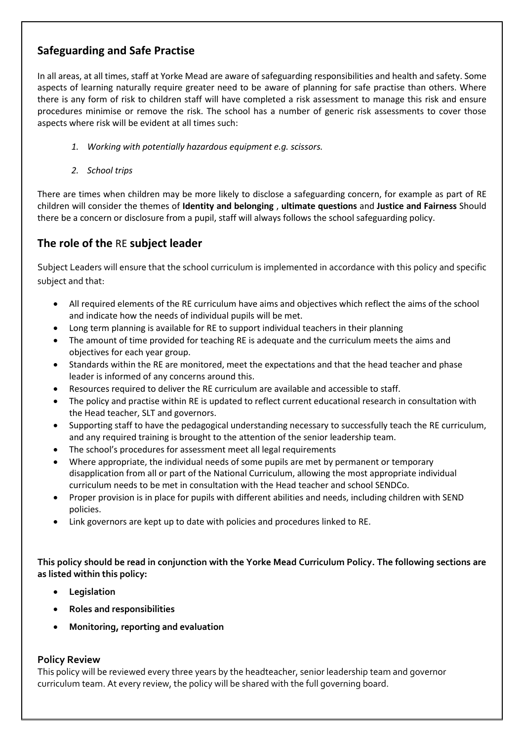## Safeguarding and Safe Practise

In all areas, at all times, staff at Yorke Mead are aware of safeguarding responsibilities and health and safety. Some aspects of learning naturally require greater need to be aware of planning for safe practise than others. Where there is any form of risk to children staff will have completed a risk assessment to manage this risk and ensure procedures minimise or remove the risk. The school has a number of generic risk assessments to cover those aspects where risk will be evident at all times such:

1. *Working with potentially hazardous equipment e.g. scissors.*
2. *School trips*

There are times when children may be more likely to disclose a safeguarding concern, for example as part of RE children will consider the themes of **Identity and belonging** , **ultimate questions** and **Justice and Fairness** Should there be a concern or disclosure from a pupil, staff will always follows the school safeguarding policy.

## The role of the RE subject leader

Subject Leaders will ensure that the school curriculum is implemented in accordance with this policy and specific subject and that:

- All required elements of the RE curriculum have aims and objectives which reflect the aims of the school and indicate how the needs of individual pupils will be met.
- Long term planning is available for RE to support individual teachers in their planning
- The amount of time provided for teaching RE is adequate and the curriculum meets the aims and objectives for each year group.
- Standards within the RE are monitored, meet the expectations and that the head teacher and phase leader is informed of any concerns around this.
- Resources required to deliver the RE curriculum are available and accessible to staff.
- The policy and practise within RE is updated to reflect current educational research in consultation with the Head teacher, SLT and governors.
- Supporting staff to have the pedagogical understanding necessary to successfully teach the RE curriculum, and any required training is brought to the attention of the senior leadership team.
- The school's procedures for assessment meet all legal requirements
- Where appropriate, the individual needs of some pupils are met by permanent or temporary disapplication from all or part of the National Curriculum, allowing the most appropriate individual curriculum needs to be met in consultation with the Head teacher and school SENDCo.
- Proper provision is in place for pupils with different abilities and needs, including children with SEND policies.
- Link governors are kept up to date with policies and procedures linked to RE.

**This policy should be read in conjunction with the Yorke Mead Curriculum Policy. The following sections are as listed within this policy:**

- **Legislation**
- **Roles and responsibilities**
- **Monitoring, reporting and evaluation**

### Policy Review

This policy will be reviewed every three years by the headteacher, senior leadership team and governor curriculum team. At every review, the policy will be shared with the full governing board.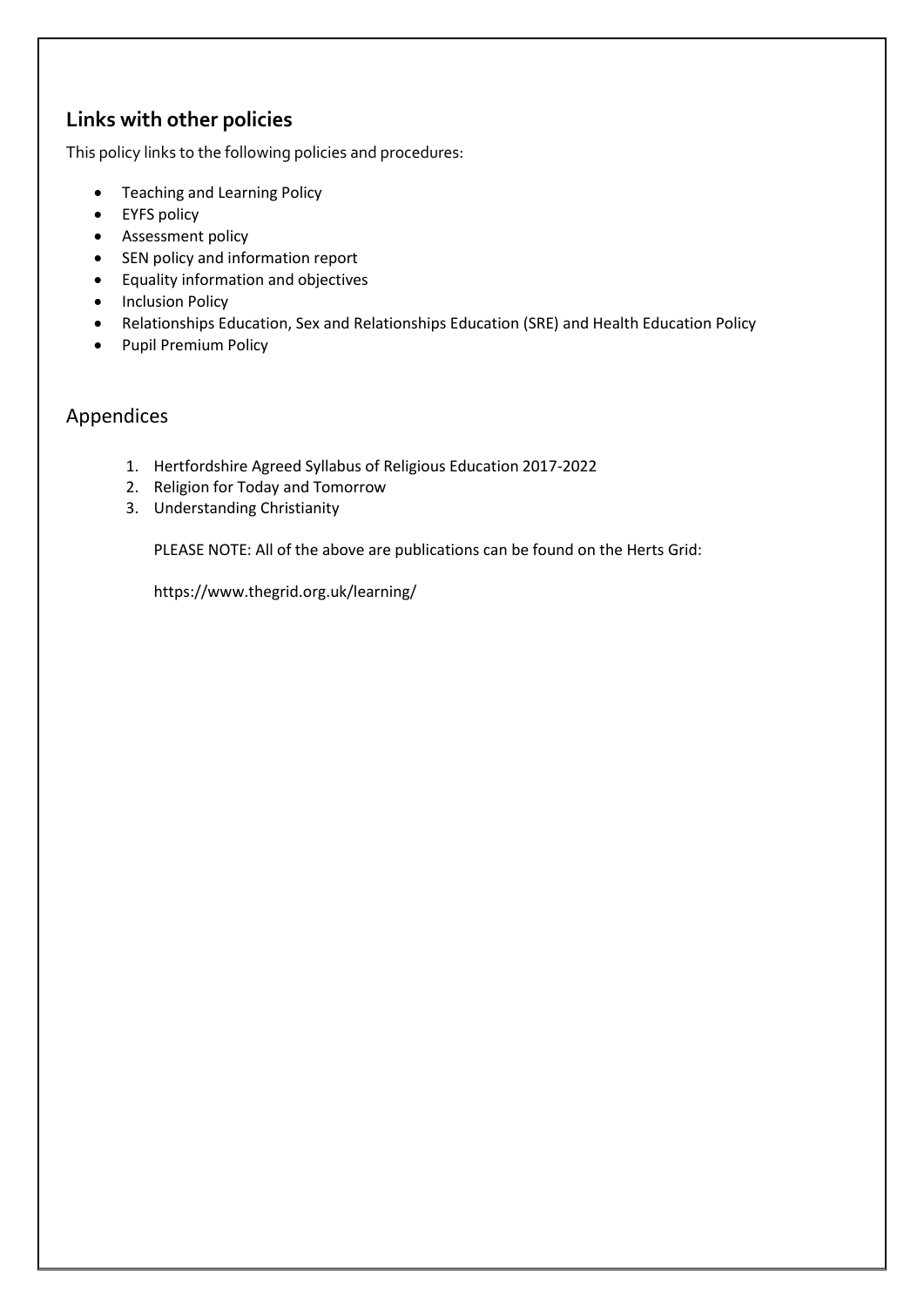## Links with other policies

This policy links to the following policies and procedures:

- Teaching and Learning Policy
- EYFS policy
- Assessment policy
- SEN policy and information report
- Equality information and objectives
- Inclusion Policy
- Relationships Education, Sex and Relationships Education (SRE) and Health Education Policy
- Pupil Premium Policy

## Appendices

1. Hertfordshire Agreed Syllabus of Religious Education 2017-2022
2. Religion for Today and Tomorrow
3. Understanding Christianity

PLEASE NOTE: All of the above are publications can be found on the Herts Grid:

https://www.thegrid.org.uk/learning/